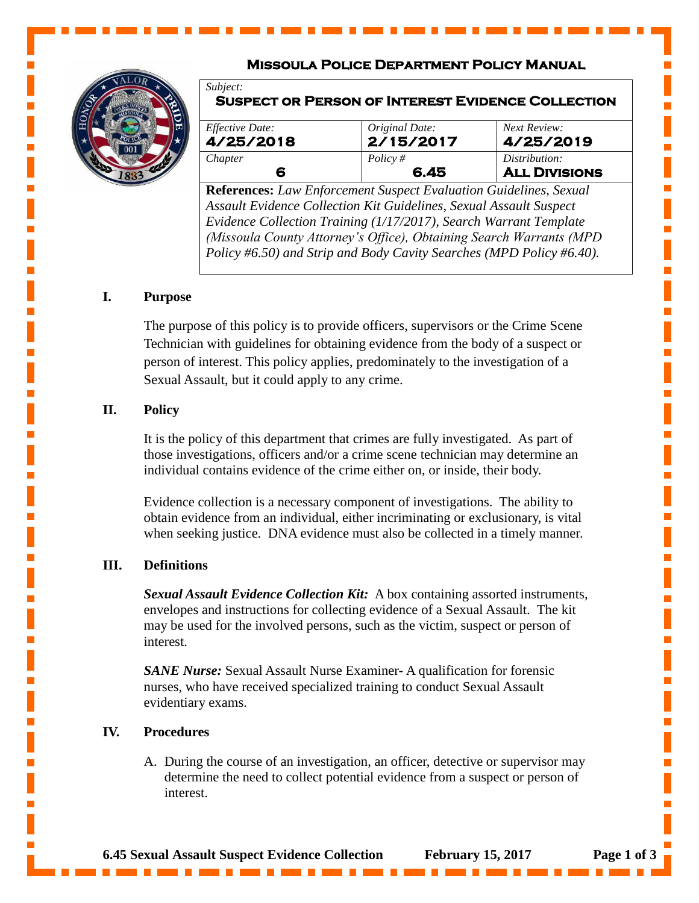# Missoula Police Department Policy Manual

| *Subject:* **Suspect or Person of Interest Evidence Collection** | | |
|---|---|---|
| *Effective Date:* **4/25/2018** | *Original Date:* **2/15/2017** | *Next Review:* **4/25/2019** |
| *Chapter* **6** | *Policy #* **6.45** | *Distribution:* **All Divisions** |

**References:** *Law Enforcement Suspect Evaluation Guidelines, Sexual Assault Evidence Collection Kit Guidelines, Sexual Assault Suspect Evidence Collection Training (1/17/2017), Search Warrant Template (Missoula County Attorney's Office), Obtaining Search Warrants (MPD Policy #6.50) and Strip and Body Cavity Searches (MPD Policy #6.40).*

## I. Purpose

The purpose of this policy is to provide officers, supervisors or the Crime Scene Technician with guidelines for obtaining evidence from the body of a suspect or person of interest. This policy applies, predominately to the investigation of a Sexual Assault, but it could apply to any crime.

## II. Policy

It is the policy of this department that crimes are fully investigated. As part of those investigations, officers and/or a crime scene technician may determine an individual contains evidence of the crime either on, or inside, their body.

Evidence collection is a necessary component of investigations. The ability to obtain evidence from an individual, either incriminating or exclusionary, is vital when seeking justice. DNA evidence must also be collected in a timely manner.

## III. Definitions

***Sexual Assault Evidence Collection Kit:*** A box containing assorted instruments, envelopes and instructions for collecting evidence of a Sexual Assault. The kit may be used for the involved persons, such as the victim, suspect or person of interest.

***SANE Nurse:*** Sexual Assault Nurse Examiner- A qualification for forensic nurses, who have received specialized training to conduct Sexual Assault evidentiary exams.

## IV. Procedures

A. During the course of an investigation, an officer, detective or supervisor may determine the need to collect potential evidence from a suspect or person of interest.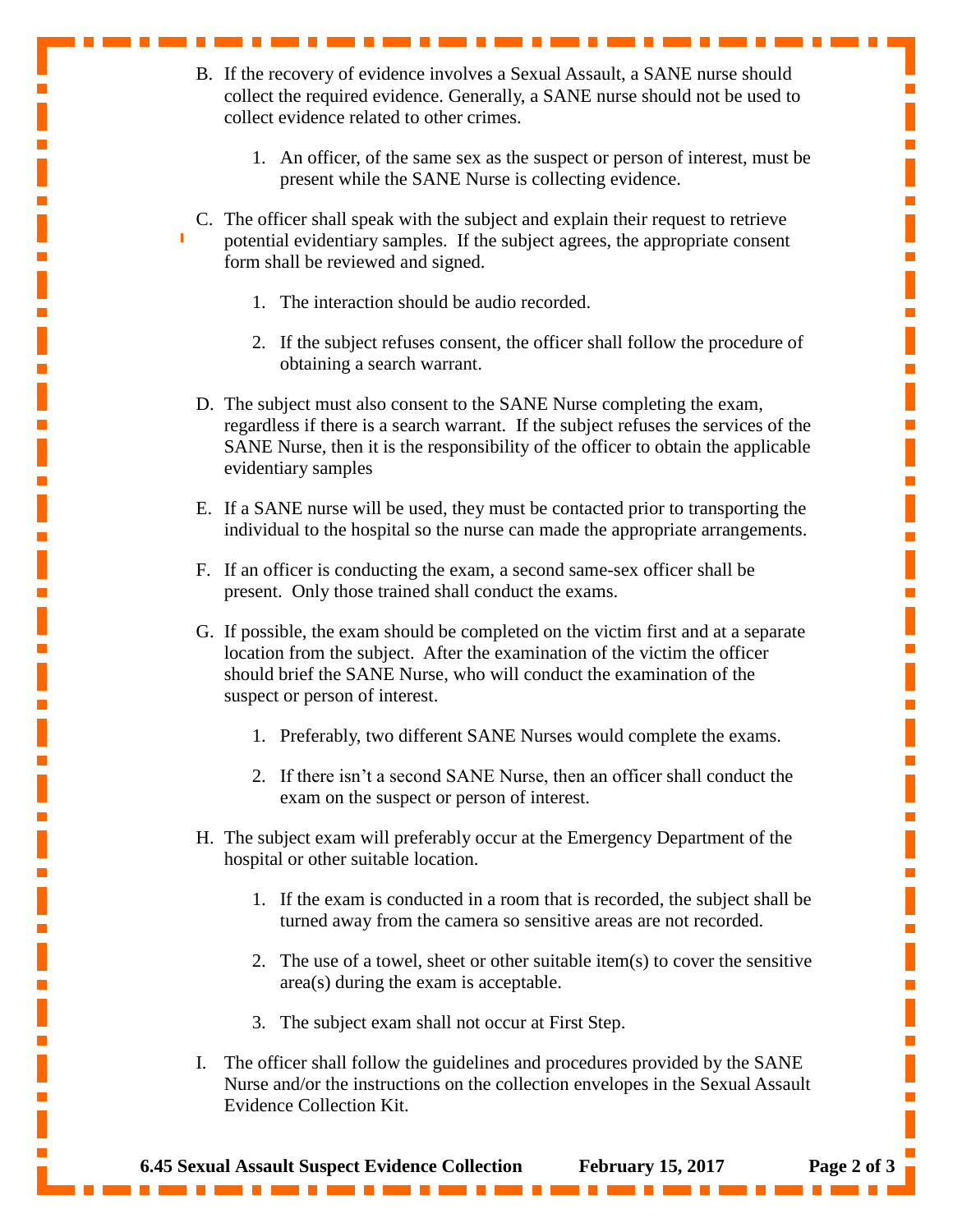B. If the recovery of evidence involves a Sexual Assault, a SANE nurse should collect the required evidence. Generally, a SANE nurse should not be used to collect evidence related to other crimes.

   1. An officer, of the same sex as the suspect or person of interest, must be present while the SANE Nurse is collecting evidence.

C. The officer shall speak with the subject and explain their request to retrieve potential evidentiary samples. If the subject agrees, the appropriate consent form shall be reviewed and signed.

   1. The interaction should be audio recorded.

   2. If the subject refuses consent, the officer shall follow the procedure of obtaining a search warrant.

D. The subject must also consent to the SANE Nurse completing the exam, regardless if there is a search warrant. If the subject refuses the services of the SANE Nurse, then it is the responsibility of the officer to obtain the applicable evidentiary samples

E. If a SANE nurse will be used, they must be contacted prior to transporting the individual to the hospital so the nurse can made the appropriate arrangements.

F. If an officer is conducting the exam, a second same-sex officer shall be present. Only those trained shall conduct the exams.

G. If possible, the exam should be completed on the victim first and at a separate location from the subject. After the examination of the victim the officer should brief the SANE Nurse, who will conduct the examination of the suspect or person of interest.

   1. Preferably, two different SANE Nurses would complete the exams.

   2. If there isn't a second SANE Nurse, then an officer shall conduct the exam on the suspect or person of interest.

H. The subject exam will preferably occur at the Emergency Department of the hospital or other suitable location.

   1. If the exam is conducted in a room that is recorded, the subject shall be turned away from the camera so sensitive areas are not recorded.

   2. The use of a towel, sheet or other suitable item(s) to cover the sensitive area(s) during the exam is acceptable.

   3. The subject exam shall not occur at First Step.

I. The officer shall follow the guidelines and procedures provided by the SANE Nurse and/or the instructions on the collection envelopes in the Sexual Assault Evidence Collection Kit.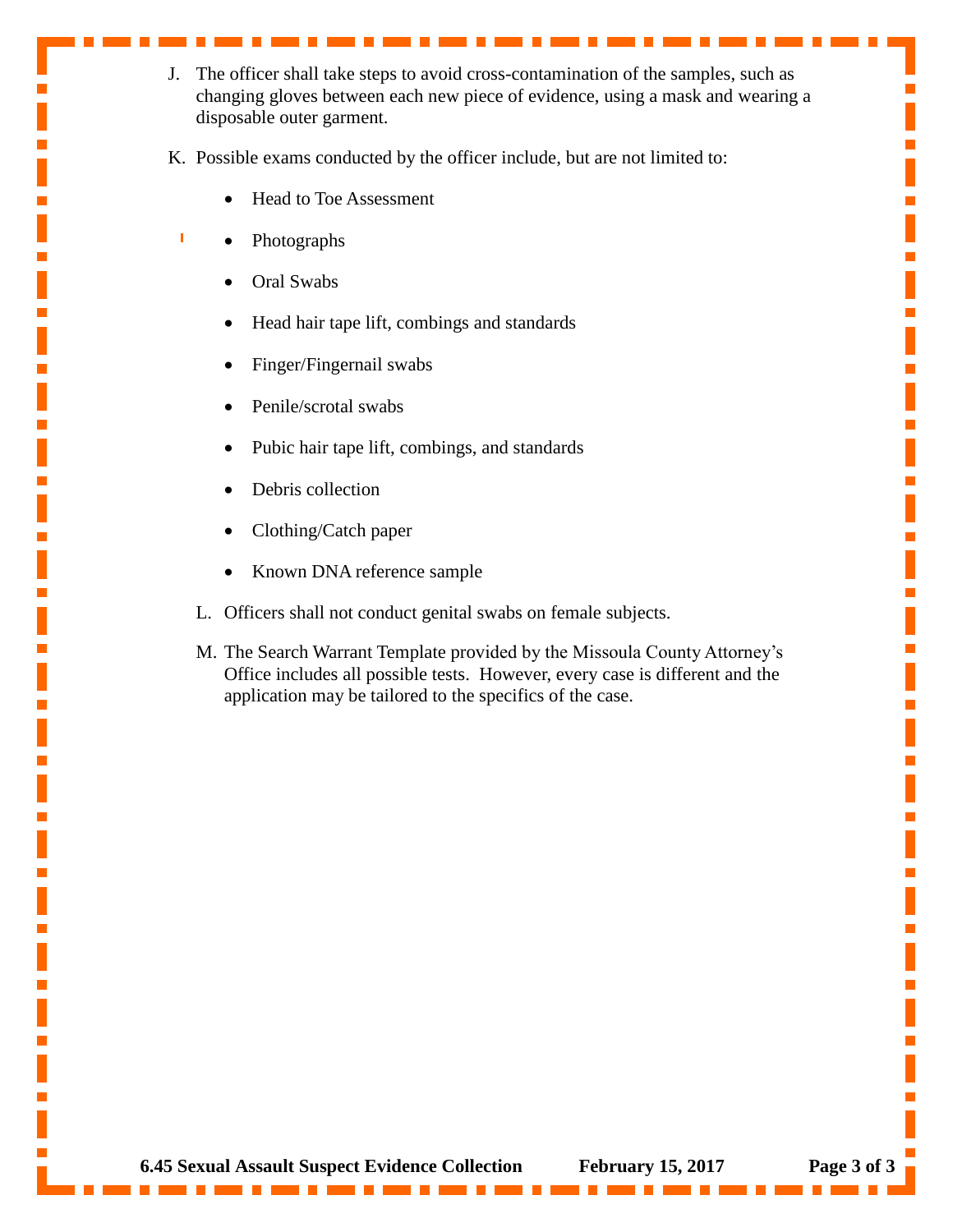J. The officer shall take steps to avoid cross-contamination of the samples, such as changing gloves between each new piece of evidence, using a mask and wearing a disposable outer garment.

K. Possible exams conducted by the officer include, but are not limited to:

- Head to Toe Assessment
- Photographs
- Oral Swabs
- Head hair tape lift, combings and standards
- Finger/Fingernail swabs
- Penile/scrotal swabs
- Pubic hair tape lift, combings, and standards
- Debris collection
- Clothing/Catch paper
- Known DNA reference sample

L. Officers shall not conduct genital swabs on female subjects.

M. The Search Warrant Template provided by the Missoula County Attorney's Office includes all possible tests. However, every case is different and the application may be tailored to the specifics of the case.